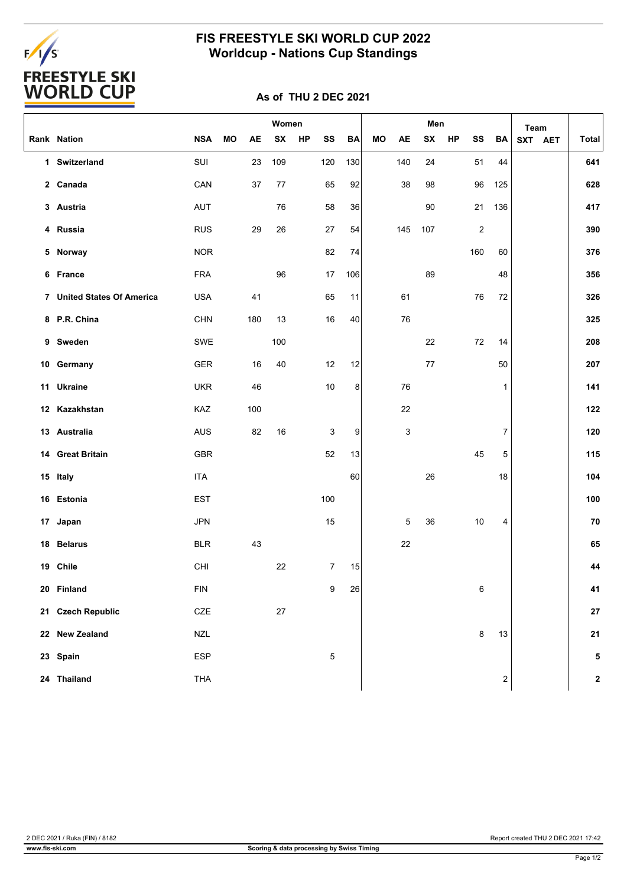# FIS FREESTYLE SKI WORLD CUP 2022
## Worldcup - Nations Cup Standings

### As of THU 2 DEC 2021

| Rank | Nation | NSA | Women | | | | | | Men | | | | | | Team | | Total |
|---|---|---|---|---|---|---|---|---|---|---|---|---|---|---|---|---|---|
| | | | MO | AE | SX | HP | SS | BA | MO | AE | SX | HP | SS | BA | SXT | AET | |
| 1 | Switzerland | SUI | | 23 | 109 | | 120 | 130 | | 140 | 24 | | 51 | 44 | | | 641 |
| 2 | Canada | CAN | | 37 | 77 | | 65 | 92 | | 38 | 98 | | 96 | 125 | | | 628 |
| 3 | Austria | AUT | | | 76 | | 58 | 36 | | | 90 | | 21 | 136 | | | 417 |
| 4 | Russia | RUS | | 29 | 26 | | 27 | 54 | | 145 | 107 | | 2 | | | | 390 |
| 5 | Norway | NOR | | | | | 82 | 74 | | | | | 160 | 60 | | | 376 |
| 6 | France | FRA | | | 96 | | 17 | 106 | | | 89 | | | 48 | | | 356 |
| 7 | United States Of America | USA | | 41 | | | 65 | 11 | | 61 | | | 76 | 72 | | | 326 |
| 8 | P.R. China | CHN | | 180 | 13 | | 16 | 40 | | 76 | | | | | | | 325 |
| 9 | Sweden | SWE | | | 100 | | | | | | 22 | | 72 | 14 | | | 208 |
| 10 | Germany | GER | | 16 | 40 | | 12 | 12 | | | 77 | | | 50 | | | 207 |
| 11 | Ukraine | UKR | | 46 | | | 10 | 8 | | 76 | | | | 1 | | | 141 |
| 12 | Kazakhstan | KAZ | | 100 | | | | | | 22 | | | | | | | 122 |
| 13 | Australia | AUS | | 82 | 16 | | 3 | 9 | | 3 | | | | 7 | | | 120 |
| 14 | Great Britain | GBR | | | | | 52 | 13 | | | | | 45 | 5 | | | 115 |
| 15 | Italy | ITA | | | | | | 60 | | | 26 | | | 18 | | | 104 |
| 16 | Estonia | EST | | | | | 100 | | | | | | | | | | 100 |
| 17 | Japan | JPN | | | | | 15 | | | 5 | 36 | | 10 | 4 | | | 70 |
| 18 | Belarus | BLR | | 43 | | | | | | 22 | | | | | | | 65 |
| 19 | Chile | CHI | | | 22 | | 7 | 15 | | | | | | | | | 44 |
| 20 | Finland | FIN | | | | | 9 | 26 | | | | | 6 | | | | 41 |
| 21 | Czech Republic | CZE | | | 27 | | | | | | | | | | | | 27 |
| 22 | New Zealand | NZL | | | | | | | | | | | 8 | 13 | | | 21 |
| 23 | Spain | ESP | | | | | 5 | | | | | | | | | | 5 |
| 24 | Thailand | THA | | | | | | | | | | | | 2 | | | 2 |

2 DEC 2021 / Ruka (FIN) / 8182

Report created THU 2 DEC 2021 17:42

www.fis-ski.com

Scoring & data processing by Swiss Timing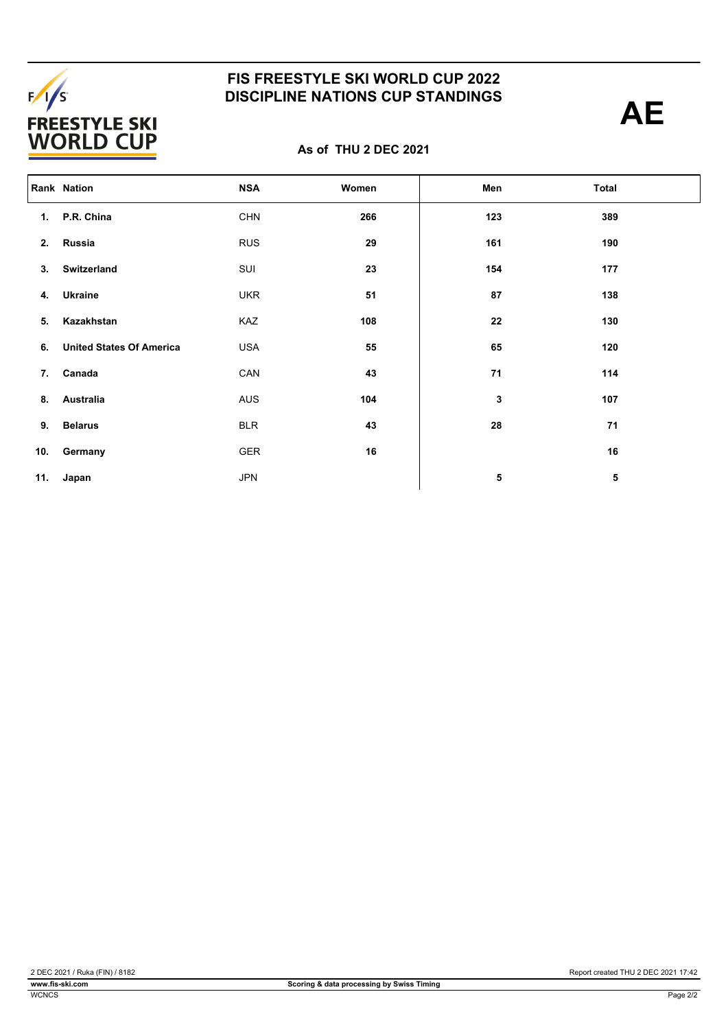# FIS FREESTYLE SKI WORLD CUP 2022
# DISCIPLINE NATIONS CUP STANDINGS

**AE**

**As of THU 2 DEC 2021**

| Rank | Nation | NSA | Women | Men | Total |
|---|---|---|---|---|---|
| 1. | P.R. China | CHN | 266 | 123 | 389 |
| 2. | Russia | RUS | 29 | 161 | 190 |
| 3. | Switzerland | SUI | 23 | 154 | 177 |
| 4. | Ukraine | UKR | 51 | 87 | 138 |
| 5. | Kazakhstan | KAZ | 108 | 22 | 130 |
| 6. | United States Of America | USA | 55 | 65 | 120 |
| 7. | Canada | CAN | 43 | 71 | 114 |
| 8. | Australia | AUS | 104 | 3 | 107 |
| 9. | Belarus | BLR | 43 | 28 | 71 |
| 10. | Germany | GER | 16 | | 16 |
| 11. | Japan | JPN | | 5 | 5 |

2 DEC 2021 / Ruka (FIN) / 8182

Report created THU 2 DEC 2021 17:42

www.fis-ski.com

Scoring & data processing by Swiss Timing

WCNCS